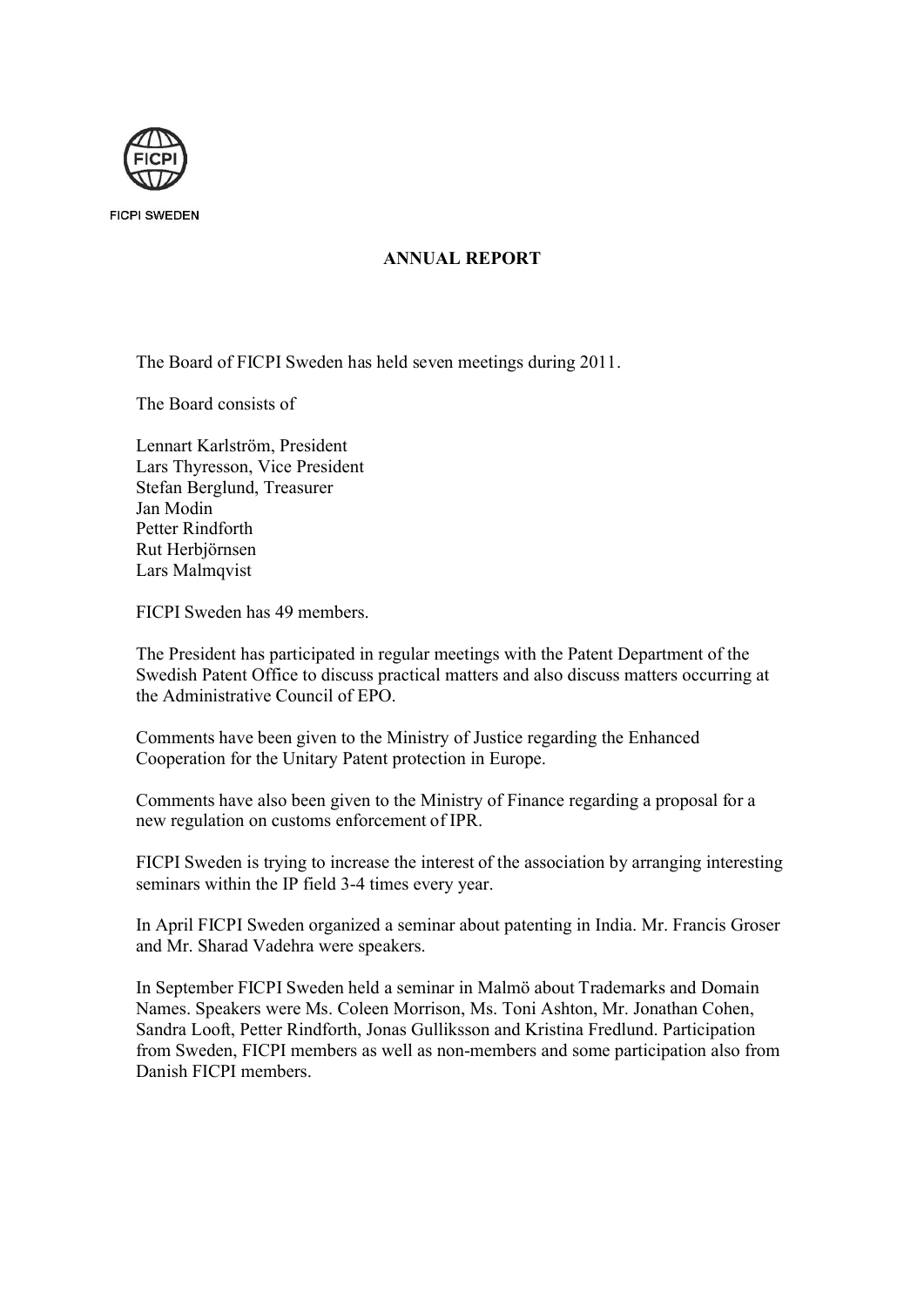FICPI SWEDEN

# ANNUAL REPORT

The Board of FICPI Sweden has held seven meetings during 2011.

The Board consists of

Lennart Karlström, President
Lars Thyresson, Vice President
Stefan Berglund, Treasurer
Jan Modin
Petter Rindforth
Rut Herbjörnsen
Lars Malmqvist

FICPI Sweden has 49 members.

The President has participated in regular meetings with the Patent Department of the Swedish Patent Office to discuss practical matters and also discuss matters occurring at the Administrative Council of EPO.

Comments have been given to the Ministry of Justice regarding the Enhanced Cooperation for the Unitary Patent protection in Europe.

Comments have also been given to the Ministry of Finance regarding a proposal for a new regulation on customs enforcement of IPR.

FICPI Sweden is trying to increase the interest of the association by arranging interesting seminars within the IP field 3-4 times every year.

In April FICPI Sweden organized a seminar about patenting in India. Mr. Francis Groser and Mr. Sharad Vadehra were speakers.

In September FICPI Sweden held a seminar in Malmö about Trademarks and Domain Names. Speakers were Ms. Coleen Morrison, Ms. Toni Ashton, Mr. Jonathan Cohen, Sandra Looft, Petter Rindforth, Jonas Gulliksson and Kristina Fredlund. Participation from Sweden, FICPI members as well as non-members and some participation also from Danish FICPI members.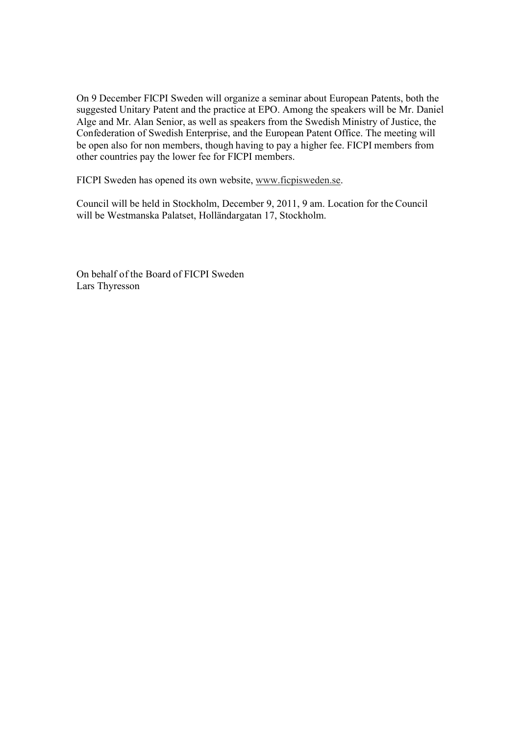On 9 December FICPI Sweden will organize a seminar about European Patents, both the suggested Unitary Patent and the practice at EPO. Among the speakers will be Mr. Daniel Alge and Mr. Alan Senior, as well as speakers from the Swedish Ministry of Justice, the Confederation of Swedish Enterprise, and the European Patent Office. The meeting will be open also for non members, though having to pay a higher fee. FICPI members from other countries pay the lower fee for FICPI members.

FICPI Sweden has opened its own website, www.ficpisweden.se.

Council will be held in Stockholm, December 9, 2011, 9 am. Location for the Council will be Westmanska Palatset, Holländargatan 17, Stockholm.

On behalf of the Board of FICPI Sweden
Lars Thyresson